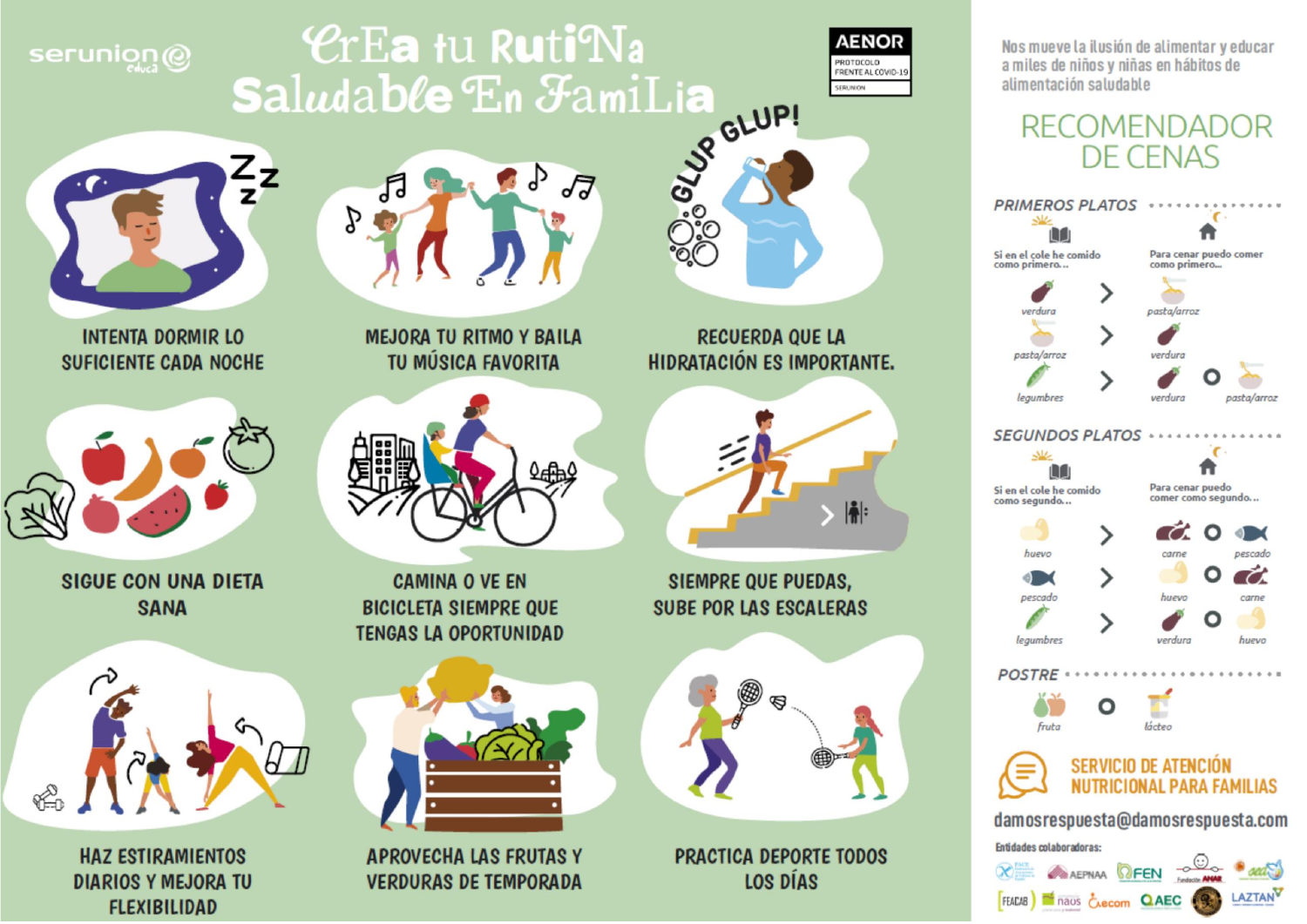serunion educa

# CrEa tu RutiNa Saludable En FamiLia

AENOR PROTOCOLO FRENTE AL COVID-19 SERUNION

GLUP GLUP!

INTENTA DORMIR LO SUFICIENTE CADA NOCHE

MEJORA TU RITMO Y BAILA TU MÚSICA FAVORITA

RECUERDA QUE LA HIDRATACIÓN ES IMPORTANTE.

SIGUE CON UNA DIETA SANA

CAMINA O VE EN BICICLETA SIEMPRE QUE TENGAS LA OPORTUNIDAD

SIEMPRE QUE PUEDAS, SUBE POR LAS ESCALERAS

HAZ ESTIRAMIENTOS DIARIOS Y MEJORA TU FLEXIBILIDAD

APROVECHA LAS FRUTAS Y VERDURAS DE TEMPORADA

PRACTICA DEPORTE TODOS LOS DÍAS

Nos mueve la ilusión de alimentar y educar a miles de niños y niñas en hábitos de alimentación saludable

## RECOMENDADOR DE CENAS

### PRIMEROS PLATOS

| Si en el cole he comido como primero... | | Para cenar puedo comer como primero... |
|---|---|---|
| verdura | > | pasta/arroz |
| pasta/arroz | > | verdura |
| legumbres | > | verdura o pasta/arroz |

### SEGUNDOS PLATOS

| Si en el cole he comido como segundo... | | Para cenar puedo comer como segundo... |
|---|---|---|
| huevo | > | carne o pescado |
| pescado | > | huevo o carne |
| legumbres | > | verdura o huevo |

### POSTRE

fruta o lácteo

**SERVICIO DE ATENCIÓN NUTRICIONAL PARA FAMILIAS**

damosrespuesta@damosrespuesta.com

Entidades colaboradoras:

AEPNAA, FEN, Fundación ANAR, FEACAB, naus, aecom, AEC, LAZTAN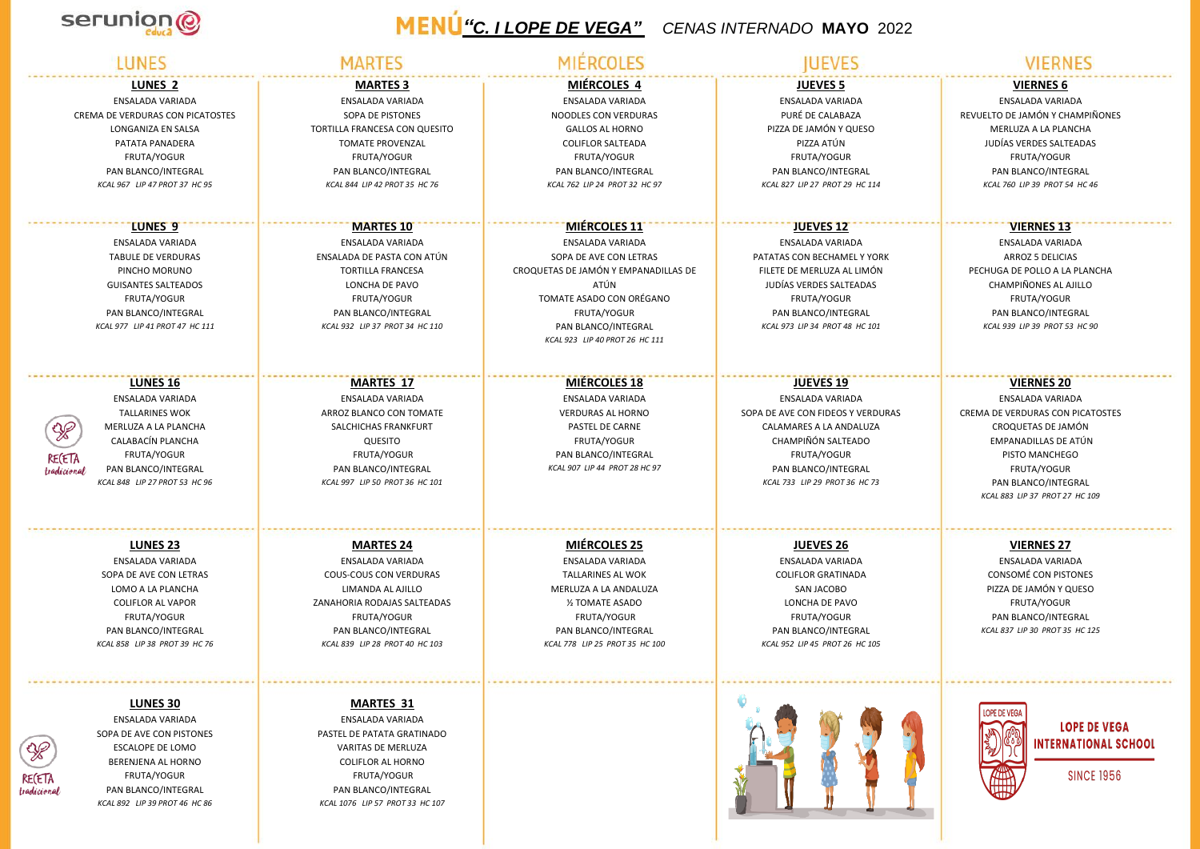# MENÚ *"C. I LOPE DE VEGA"* CENAS INTERNADO **MAYO** 2022

| LUNES | MARTES | MIÉRCOLES | JUEVES | VIERNES |
|---|---|---|---|---|
| **LUNES 2**<br>ENSALADA VARIADA<br>CREMA DE VERDURAS CON PICATOSTES<br>LONGANIZA EN SALSA<br>PATATA PANADERA<br>FRUTA/YOGUR<br>PAN BLANCO/INTEGRAL<br>*KCAL 967 LIP 47 PROT 37 HC 95* | **MARTES 3**<br>ENSALADA VARIADA<br>SOPA DE PISTONES<br>TORTILLA FRANCESA CON QUESITO<br>TOMATE PROVENZAL<br>FRUTA/YOGUR<br>PAN BLANCO/INTEGRAL<br>*KCAL 844 LIP 42 PROT 35 HC 76* | **MIÉRCOLES 4**<br>ENSALADA VARIADA<br>NOODLES CON VERDURAS<br>GALLOS AL HORNO<br>COLIFLOR SALTEADA<br>FRUTA/YOGUR<br>PAN BLANCO/INTEGRAL<br>*KCAL 762 LIP 24 PROT 32 HC 97* | **JUEVES 5**<br>ENSALADA VARIADA<br>PURÉ DE CALABAZA<br>PIZZA DE JAMÓN Y QUESO<br>PIZZA ATÚN<br>FRUTA/YOGUR<br>PAN BLANCO/INTEGRAL<br>*KCAL 827 LIP 27 PROT 29 HC 114* | **VIERNES 6**<br>ENSALADA VARIADA<br>REVUELTO DE JAMÓN Y CHAMPIÑONES<br>MERLUZA A LA PLANCHA<br>JUDÍAS VERDES SALTEADAS<br>FRUTA/YOGUR<br>PAN BLANCO/INTEGRAL<br>*KCAL 760 LIP 39 PROT 54 HC 46* |
| **LUNES 9**<br>ENSALADA VARIADA<br>TABULE DE VERDURAS<br>PINCHO MORUNO<br>GUISANTES SALTEADOS<br>FRUTA/YOGUR<br>PAN BLANCO/INTEGRAL<br>*KCAL 977 LIP 41 PROT 47 HC 111* | **MARTES 10**<br>ENSALADA VARIADA<br>ENSALADA DE PASTA CON ATÚN<br>TORTILLA FRANCESA<br>LONCHA DE PAVO<br>FRUTA/YOGUR<br>PAN BLANCO/INTEGRAL<br>*KCAL 932 LIP 37 PROT 34 HC 110* | **MIÉRCOLES 11**<br>ENSALADA VARIADA<br>SOPA DE AVE CON LETRAS<br>CROQUETAS DE JAMÓN Y EMPANADILLAS DE ATÚN<br>TOMATE ASADO CON ORÉGANO<br>FRUTA/YOGUR<br>PAN BLANCO/INTEGRAL<br>*KCAL 923 LIP 40 PROT 26 HC 111* | **JUEVES 12**<br>ENSALADA VARIADA<br>PATATAS CON BECHAMEL Y YORK<br>FILETE DE MERLUZA AL LIMÓN<br>JUDÍAS VERDES SALTEADAS<br>FRUTA/YOGUR<br>PAN BLANCO/INTEGRAL<br>*KCAL 973 LIP 34 PROT 48 HC 101* | **VIERNES 13**<br>ENSALADA VARIADA<br>ARROZ 5 DELICIAS<br>PECHUGA DE POLLO A LA PLANCHA<br>CHAMPIÑONES AL AJILLO<br>FRUTA/YOGUR<br>PAN BLANCO/INTEGRAL<br>*KCAL 939 LIP 39 PROT 53 HC 90* |
| **LUNES 16**<br>ENSALADA VARIADA<br>TALLARINES WOK<br>MERLUZA A LA PLANCHA<br>CALABACÍN PLANCHA<br>FRUTA/YOGUR<br>PAN BLANCO/INTEGRAL<br>*KCAL 848 LIP 27 PROT 53 HC 96*<br>RECETA tradicional | **MARTES 17**<br>ENSALADA VARIADA<br>ARROZ BLANCO CON TOMATE<br>SALCHICHAS FRANKFURT<br>QUESITO<br>FRUTA/YOGUR<br>PAN BLANCO/INTEGRAL<br>*KCAL 997 LIP 50 PROT 36 HC 101* | **MIÉRCOLES 18**<br>ENSALADA VARIADA<br>VERDURAS AL HORNO<br>PASTEL DE CARNE<br>FRUTA/YOGUR<br>PAN BLANCO/INTEGRAL<br>*KCAL 907 LIP 44 PROT 28 HC 97* | **JUEVES 19**<br>ENSALADA VARIADA<br>SOPA DE AVE CON FIDEOS Y VERDURAS<br>CALAMARES A LA ANDALUZA<br>CHAMPIÑÓN SALTEADO<br>FRUTA/YOGUR<br>PAN BLANCO/INTEGRAL<br>*KCAL 733 LIP 29 PROT 36 HC 73* | **VIERNES 20**<br>ENSALADA VARIADA<br>CREMA DE VERDURAS CON PICATOSTES<br>CROQUETAS DE JAMÓN<br>EMPANADILLAS DE ATÚN<br>PISTO MANCHEGO<br>FRUTA/YOGUR<br>PAN BLANCO/INTEGRAL<br>*KCAL 883 LIP 37 PROT 27 HC 109* |
| **LUNES 23**<br>ENSALADA VARIADA<br>SOPA DE AVE CON LETRAS<br>LOMO A LA PLANCHA<br>COLIFLOR AL VAPOR<br>FRUTA/YOGUR<br>PAN BLANCO/INTEGRAL<br>*KCAL 858 LIP 38 PROT 39 HC 76* | **MARTES 24**<br>ENSALADA VARIADA<br>COUS-COUS CON VERDURAS<br>LIMANDA AL AJILLO<br>ZANAHORIA RODAJAS SALTEADAS<br>FRUTA/YOGUR<br>PAN BLANCO/INTEGRAL<br>*KCAL 839 LIP 28 PROT 40 HC 103* | **MIÉRCOLES 25**<br>ENSALADA VARIADA<br>TALLARINES AL WOK<br>MERLUZA A LA ANDALUZA<br>½ TOMATE ASADO<br>FRUTA/YOGUR<br>PAN BLANCO/INTEGRAL<br>*KCAL 778 LIP 25 PROT 35 HC 100* | **JUEVES 26**<br>ENSALADA VARIADA<br>COLIFLOR GRATINADA<br>SAN JACOBO<br>LONCHA DE PAVO<br>FRUTA/YOGUR<br>PAN BLANCO/INTEGRAL<br>*KCAL 952 LIP 45 PROT 26 HC 105* | **VIERNES 27**<br>ENSALADA VARIADA<br>CONSOMÉ CON PISTONES<br>PIZZA DE JAMÓN Y QUESO<br>FRUTA/YOGUR<br>PAN BLANCO/INTEGRAL<br>*KCAL 837 LIP 30 PROT 35 HC 125* |
| **LUNES 30**<br>ENSALADA VARIADA<br>SOPA DE AVE CON PISTONES<br>ESCALOPE DE LOMO<br>BERENJENA AL HORNO<br>FRUTA/YOGUR<br>PAN BLANCO/INTEGRAL<br>*KCAL 892 LIP 39 PROT 46 HC 86*<br>RECETA tradicional | **MARTES 31**<br>ENSALADA VARIADA<br>PASTEL DE PATATA GRATINADO<br>VARITAS DE MERLUZA<br>COLIFLOR AL HORNO<br>FRUTA/YOGUR<br>PAN BLANCO/INTEGRAL<br>*KCAL 1076 LIP 57 PROT 33 HC 107* | | | |

LOPE DE VEGA INTERNATIONAL SCHOOL
SINCE 1956